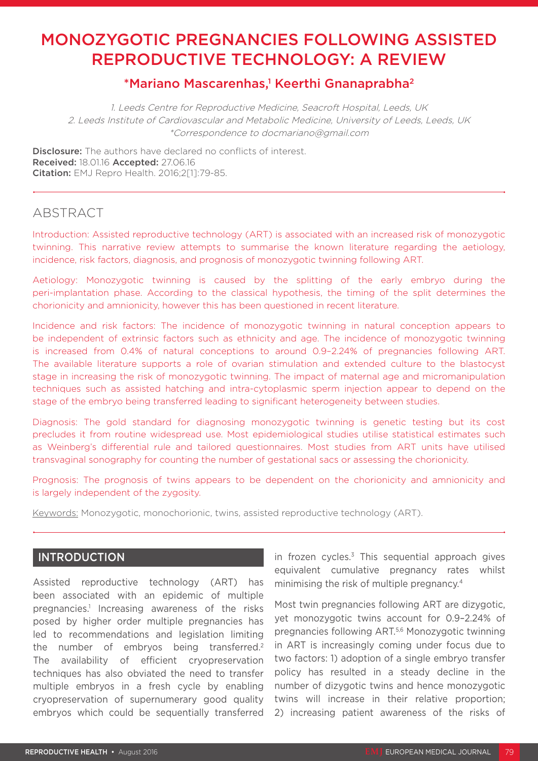# MONOZYGOTIC PREGNANCIES FOLLOWING ASSISTED REPRODUCTIVE TECHNOLOGY: A REVIEW

**\*Mariano Mascarenhas,[1] Keerthi Gnanaprabha[2]**

*1. Leeds Centre for Reproductive Medicine, Seacroft Hospital, Leeds, UK*
*2. Leeds Institute of Cardiovascular and Metabolic Medicine, University of Leeds, Leeds, UK*
*\*Correspondence to docmariano@gmail.com*

**Disclosure:** The authors have declared no conflicts of interest.
**Received:** 18.01.16 **Accepted:** 27.06.16
**Citation:** EMJ Repro Health. 2016;2[1]:79-85.

## ABSTRACT

Introduction: Assisted reproductive technology (ART) is associated with an increased risk of monozygotic twinning. This narrative review attempts to summarise the known literature regarding the aetiology, incidence, risk factors, diagnosis, and prognosis of monozygotic twinning following ART.

Aetiology: Monozygotic twinning is caused by the splitting of the early embryo during the peri-implantation phase. According to the classical hypothesis, the timing of the split determines the chorionicity and amnionicity, however this has been questioned in recent literature.

Incidence and risk factors: The incidence of monozygotic twinning in natural conception appears to be independent of extrinsic factors such as ethnicity and age. The incidence of monozygotic twinning is increased from 0.4% of natural conceptions to around 0.9–2.24% of pregnancies following ART. The available literature supports a role of ovarian stimulation and extended culture to the blastocyst stage in increasing the risk of monozygotic twinning. The impact of maternal age and micromanipulation techniques such as assisted hatching and intra-cytoplasmic sperm injection appear to depend on the stage of the embryo being transferred leading to significant heterogeneity between studies.

Diagnosis: The gold standard for diagnosing monozygotic twinning is genetic testing but its cost precludes it from routine widespread use. Most epidemiological studies utilise statistical estimates such as Weinberg's differential rule and tailored questionnaires. Most studies from ART units have utilised transvaginal sonography for counting the number of gestational sacs or assessing the chorionicity.

Prognosis: The prognosis of twins appears to be dependent on the chorionicity and amnionicity and is largely independent of the zygosity.

Keywords: Monozygotic, monochorionic, twins, assisted reproductive technology (ART).

## INTRODUCTION

Assisted reproductive technology (ART) has been associated with an epidemic of multiple pregnancies.[1] Increasing awareness of the risks posed by higher order multiple pregnancies has led to recommendations and legislation limiting the number of embryos being transferred.[2] The availability of efficient cryopreservation techniques has also obviated the need to transfer multiple embryos in a fresh cycle by enabling cryopreservation of supernumerary good quality embryos which could be sequentially transferred in frozen cycles.[3] This sequential approach gives equivalent cumulative pregnancy rates whilst minimising the risk of multiple pregnancy.[4]

Most twin pregnancies following ART are dizygotic, yet monozygotic twins account for 0.9–2.24% of pregnancies following ART.[5,6] Monozygotic twinning in ART is increasingly coming under focus due to two factors: 1) adoption of a single embryo transfer policy has resulted in a steady decline in the number of dizygotic twins and hence monozygotic twins will increase in their relative proportion; 2) increasing patient awareness of the risks of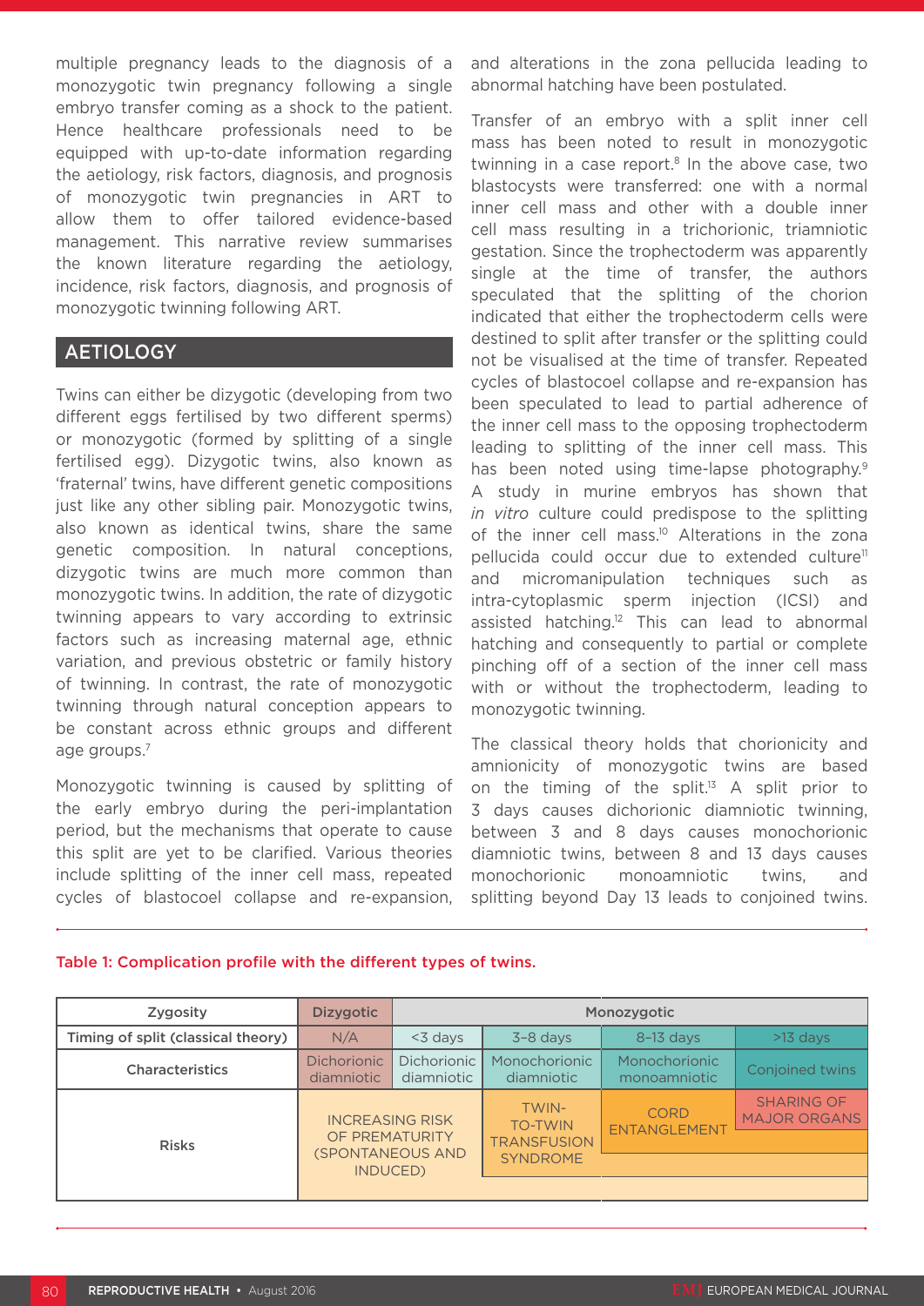multiple pregnancy leads to the diagnosis of a monozygotic twin pregnancy following a single embryo transfer coming as a shock to the patient. Hence healthcare professionals need to be equipped with up-to-date information regarding the aetiology, risk factors, diagnosis, and prognosis of monozygotic twin pregnancies in ART to allow them to offer tailored evidence-based management. This narrative review summarises the known literature regarding the aetiology, incidence, risk factors, diagnosis, and prognosis of monozygotic twinning following ART.

## AETIOLOGY

Twins can either be dizygotic (developing from two different eggs fertilised by two different sperms) or monozygotic (formed by splitting of a single fertilised egg). Dizygotic twins, also known as 'fraternal' twins, have different genetic compositions just like any other sibling pair. Monozygotic twins, also known as identical twins, share the same genetic composition. In natural conceptions, dizygotic twins are much more common than monozygotic twins. In addition, the rate of dizygotic twinning appears to vary according to extrinsic factors such as increasing maternal age, ethnic variation, and previous obstetric or family history of twinning. In contrast, the rate of monozygotic twinning through natural conception appears to be constant across ethnic groups and different age groups.[7]

Monozygotic twinning is caused by splitting of the early embryo during the peri-implantation period, but the mechanisms that operate to cause this split are yet to be clarified. Various theories include splitting of the inner cell mass, repeated cycles of blastocoel collapse and re-expansion, and alterations in the zona pellucida leading to abnormal hatching have been postulated.

Transfer of an embryo with a split inner cell mass has been noted to result in monozygotic twinning in a case report.[8] In the above case, two blastocysts were transferred: one with a normal inner cell mass and other with a double inner cell mass resulting in a trichorionic, triamniotic gestation. Since the trophectoderm was apparently single at the time of transfer, the authors speculated that the splitting of the chorion indicated that either the trophectoderm cells were destined to split after transfer or the splitting could not be visualised at the time of transfer. Repeated cycles of blastocoel collapse and re-expansion has been speculated to lead to partial adherence of the inner cell mass to the opposing trophectoderm leading to splitting of the inner cell mass. This has been noted using time-lapse photography.[9] A study in murine embryos has shown that *in vitro* culture could predispose to the splitting of the inner cell mass.[10] Alterations in the zona pellucida could occur due to extended culture[11] and micromanipulation techniques such as intra-cytoplasmic sperm injection (ICSI) and assisted hatching.[12] This can lead to abnormal hatching and consequently to partial or complete pinching off of a section of the inner cell mass with or without the trophectoderm, leading to monozygotic twinning.

The classical theory holds that chorionicity and amnionicity of monozygotic twins are based on the timing of the split.[13] A split prior to 3 days causes dichorionic diamniotic twinning, between 3 and 8 days causes monochorionic diamniotic twins, between 8 and 13 days causes monochorionic monoamniotic twins, and splitting beyond Day 13 leads to conjoined twins.

Table 1: Complication profile with the different types of twins.

| Zygosity | Dizygotic | Monozygotic | | | |
|---|---|---|---|---|---|
| Timing of split (classical theory) | N/A | <3 days | 3–8 days | 8–13 days | >13 days |
| Characteristics | Dichorionic diamniotic | Dichorionic diamniotic | Monochorionic diamniotic | Monochorionic monoamniotic | Conjoined twins |
| Risks | INCREASING RISK OF PREMATURITY (SPONTANEOUS AND INDUCED) | | TWIN-TO-TWIN TRANSFUSION SYNDROME | CORD ENTANGLEMENT | SHARING OF MAJOR ORGANS |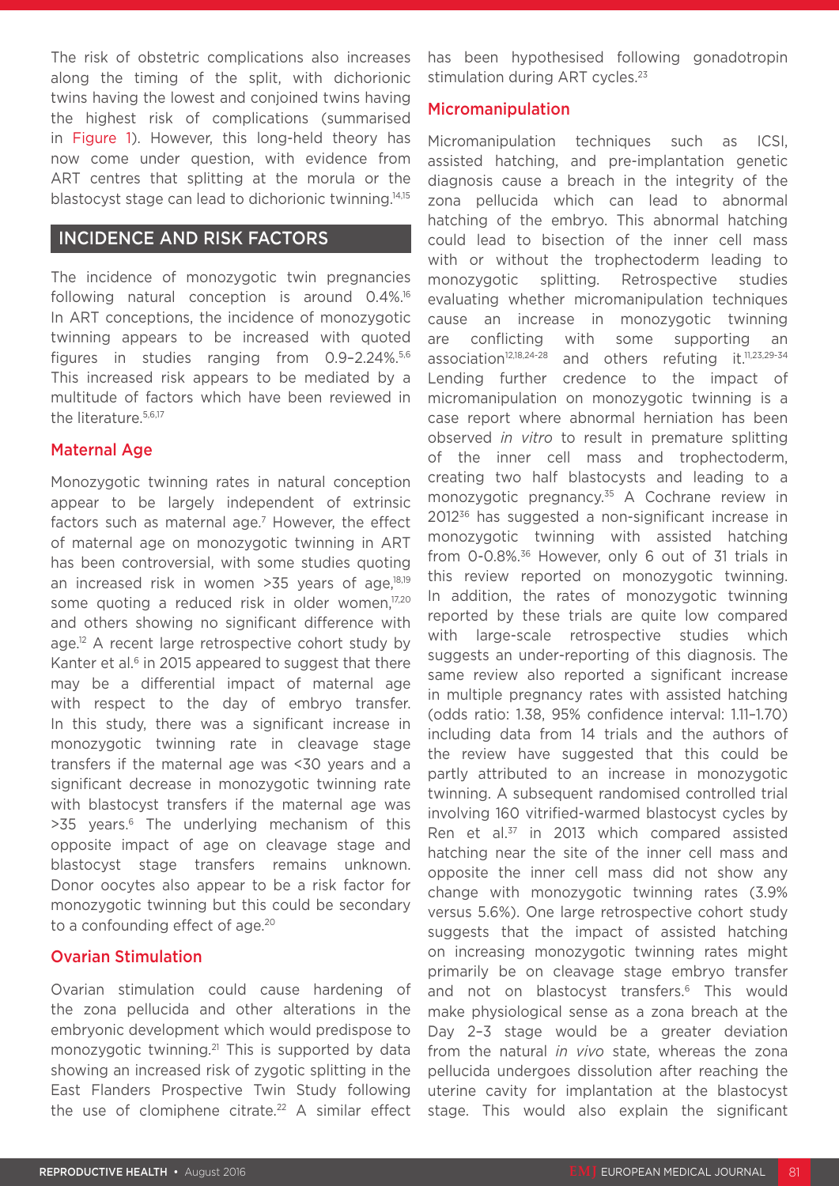The risk of obstetric complications also increases along the timing of the split, with dichorionic twins having the lowest and conjoined twins having the highest risk of complications (summarised in Figure 1). However, this long-held theory has now come under question, with evidence from ART centres that splitting at the morula or the blastocyst stage can lead to dichorionic twinning.[14,15]

## INCIDENCE AND RISK FACTORS

The incidence of monozygotic twin pregnancies following natural conception is around 0.4%.[16] In ART conceptions, the incidence of monozygotic twinning appears to be increased with quoted figures in studies ranging from 0.9–2.24%.[5,6] This increased risk appears to be mediated by a multitude of factors which have been reviewed in the literature.[5,6,17]

### Maternal Age

Monozygotic twinning rates in natural conception appear to be largely independent of extrinsic factors such as maternal age.[7] However, the effect of maternal age on monozygotic twinning in ART has been controversial, with some studies quoting an increased risk in women >35 years of age,[18,19] some quoting a reduced risk in older women,[17,20] and others showing no significant difference with age.[12] A recent large retrospective cohort study by Kanter et al.[6] in 2015 appeared to suggest that there may be a differential impact of maternal age with respect to the day of embryo transfer. In this study, there was a significant increase in monozygotic twinning rate in cleavage stage transfers if the maternal age was <30 years and a significant decrease in monozygotic twinning rate with blastocyst transfers if the maternal age was >35 years.[6] The underlying mechanism of this opposite impact of age on cleavage stage and blastocyst stage transfers remains unknown. Donor oocytes also appear to be a risk factor for monozygotic twinning but this could be secondary to a confounding effect of age.[20]

### Ovarian Stimulation

Ovarian stimulation could cause hardening of the zona pellucida and other alterations in the embryonic development which would predispose to monozygotic twinning.[21] This is supported by data showing an increased risk of zygotic splitting in the East Flanders Prospective Twin Study following the use of clomiphene citrate.[22] A similar effect has been hypothesised following gonadotropin stimulation during ART cycles.[23]

### Micromanipulation

Micromanipulation techniques such as ICSI, assisted hatching, and pre-implantation genetic diagnosis cause a breach in the integrity of the zona pellucida which can lead to abnormal hatching of the embryo. This abnormal hatching could lead to bisection of the inner cell mass with or without the trophectoderm leading to monozygotic splitting. Retrospective studies evaluating whether micromanipulation techniques cause an increase in monozygotic twinning are conflicting with some supporting an association[12,18,24-28] and others refuting it.[11,23,29-34] Lending further credence to the impact of micromanipulation on monozygotic twinning is a case report where abnormal herniation has been observed *in vitro* to result in premature splitting of the inner cell mass and trophectoderm, creating two half blastocysts and leading to a monozygotic pregnancy.[35] A Cochrane review in 2012[36] has suggested a non-significant increase in monozygotic twinning with assisted hatching from 0-0.8%.[36] However, only 6 out of 31 trials in this review reported on monozygotic twinning. In addition, the rates of monozygotic twinning reported by these trials are quite low compared with large-scale retrospective studies which suggests an under-reporting of this diagnosis. The same review also reported a significant increase in multiple pregnancy rates with assisted hatching (odds ratio: 1.38, 95% confidence interval: 1.11–1.70) including data from 14 trials and the authors of the review have suggested that this could be partly attributed to an increase in monozygotic twinning. A subsequent randomised controlled trial involving 160 vitrified-warmed blastocyst cycles by Ren et al.[37] in 2013 which compared assisted hatching near the site of the inner cell mass and opposite the inner cell mass did not show any change with monozygotic twinning rates (3.9% versus 5.6%). One large retrospective cohort study suggests that the impact of assisted hatching on increasing monozygotic twinning rates might primarily be on cleavage stage embryo transfer and not on blastocyst transfers.[6] This would make physiological sense as a zona breach at the Day 2–3 stage would be a greater deviation from the natural *in vivo* state, whereas the zona pellucida undergoes dissolution after reaching the uterine cavity for implantation at the blastocyst stage. This would also explain the significant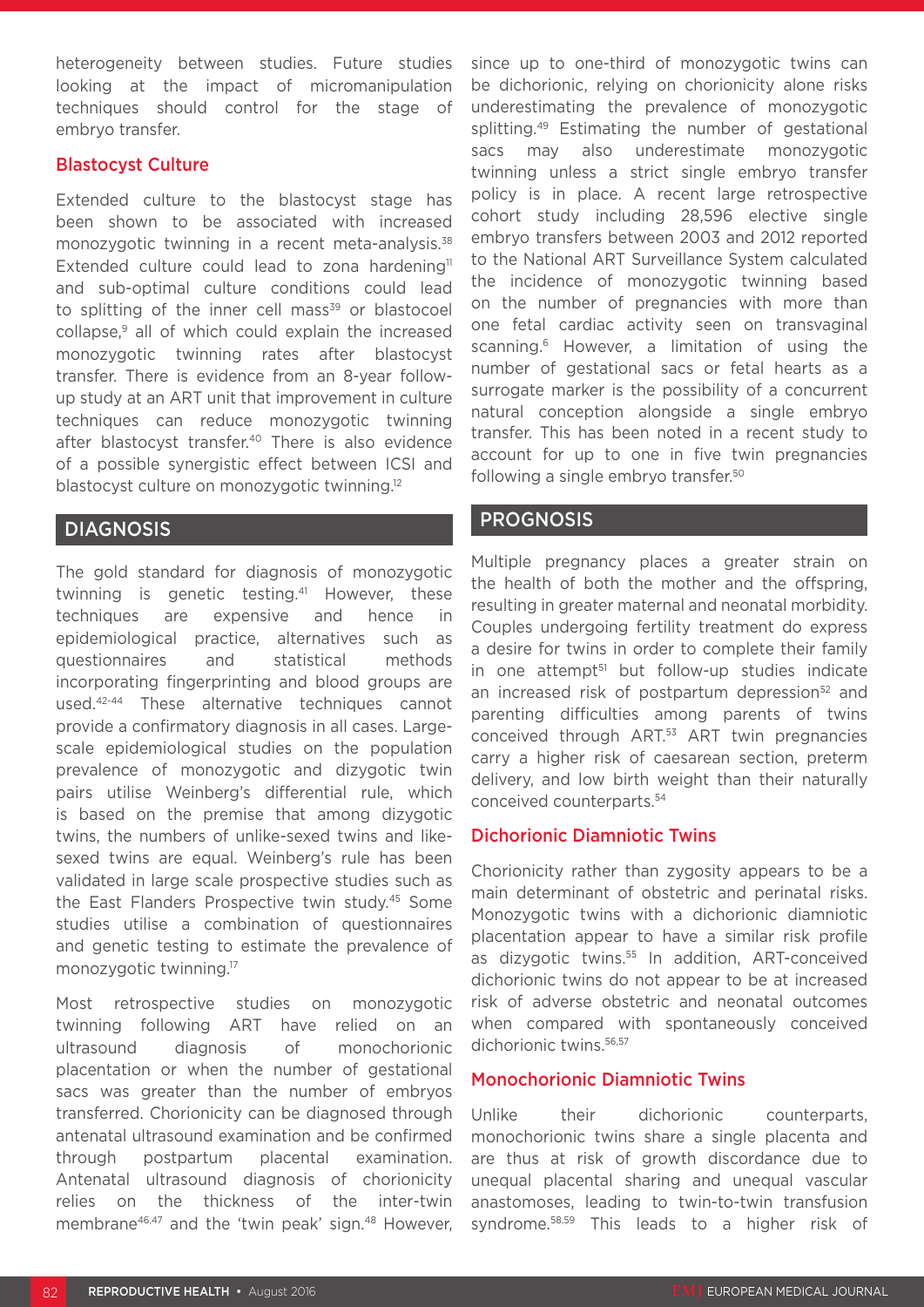heterogeneity between studies. Future studies looking at the impact of micromanipulation techniques should control for the stage of embryo transfer.

### Blastocyst Culture

Extended culture to the blastocyst stage has been shown to be associated with increased monozygotic twinning in a recent meta-analysis.[38] Extended culture could lead to zona hardening[11] and sub-optimal culture conditions could lead to splitting of the inner cell mass[39] or blastocoel collapse,[9] all of which could explain the increased monozygotic twinning rates after blastocyst transfer. There is evidence from an 8-year follow-up study at an ART unit that improvement in culture techniques can reduce monozygotic twinning after blastocyst transfer.[40] There is also evidence of a possible synergistic effect between ICSI and blastocyst culture on monozygotic twinning.[12]

## DIAGNOSIS

The gold standard for diagnosis of monozygotic twinning is genetic testing.[41] However, these techniques are expensive and hence in epidemiological practice, alternatives such as questionnaires and statistical methods incorporating fingerprinting and blood groups are used.[42-44] These alternative techniques cannot provide a confirmatory diagnosis in all cases. Large-scale epidemiological studies on the population prevalence of monozygotic and dizygotic twin pairs utilise Weinberg's differential rule, which is based on the premise that among dizygotic twins, the numbers of unlike-sexed twins and like-sexed twins are equal. Weinberg's rule has been validated in large scale prospective studies such as the East Flanders Prospective twin study.[45] Some studies utilise a combination of questionnaires and genetic testing to estimate the prevalence of monozygotic twinning.[17]

Most retrospective studies on monozygotic twinning following ART have relied on an ultrasound diagnosis of monochorionic placentation or when the number of gestational sacs was greater than the number of embryos transferred. Chorionicity can be diagnosed through antenatal ultrasound examination and be confirmed through postpartum placental examination. Antenatal ultrasound diagnosis of chorionicity relies on the thickness of the inter-twin membrane[46,47] and the 'twin peak' sign.[48] However, since up to one-third of monozygotic twins can be dichorionic, relying on chorionicity alone risks underestimating the prevalence of monozygotic splitting.[49] Estimating the number of gestational sacs may also underestimate monozygotic twinning unless a strict single embryo transfer policy is in place. A recent large retrospective cohort study including 28,596 elective single embryo transfers between 2003 and 2012 reported to the National ART Surveillance System calculated the incidence of monozygotic twinning based on the number of pregnancies with more than one fetal cardiac activity seen on transvaginal scanning.[6] However, a limitation of using the number of gestational sacs or fetal hearts as a surrogate marker is the possibility of a concurrent natural conception alongside a single embryo transfer. This has been noted in a recent study to account for up to one in five twin pregnancies following a single embryo transfer.[50]

## PROGNOSIS

Multiple pregnancy places a greater strain on the health of both the mother and the offspring, resulting in greater maternal and neonatal morbidity. Couples undergoing fertility treatment do express a desire for twins in order to complete their family in one attempt[51] but follow-up studies indicate an increased risk of postpartum depression[52] and parenting difficulties among parents of twins conceived through ART.[53] ART twin pregnancies carry a higher risk of caesarean section, preterm delivery, and low birth weight than their naturally conceived counterparts.[54]

### Dichorionic Diamniotic Twins

Chorionicity rather than zygosity appears to be a main determinant of obstetric and perinatal risks. Monozygotic twins with a dichorionic diamniotic placentation appear to have a similar risk profile as dizygotic twins.[55] In addition, ART-conceived dichorionic twins do not appear to be at increased risk of adverse obstetric and neonatal outcomes when compared with spontaneously conceived dichorionic twins.[56,57]

### Monochorionic Diamniotic Twins

Unlike their dichorionic counterparts, monochorionic twins share a single placenta and are thus at risk of growth discordance due to unequal placental sharing and unequal vascular anastomoses, leading to twin-to-twin transfusion syndrome.[58,59] This leads to a higher risk of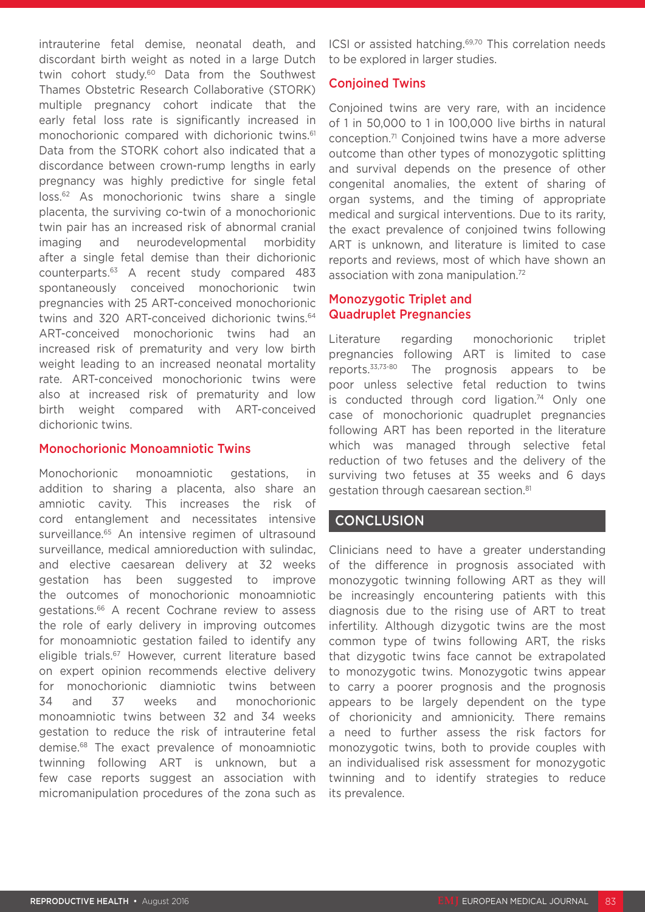intrauterine fetal demise, neonatal death, and discordant birth weight as noted in a large Dutch twin cohort study.[60] Data from the Southwest Thames Obstetric Research Collaborative (STORK) multiple pregnancy cohort indicate that the early fetal loss rate is significantly increased in monochorionic compared with dichorionic twins.[61] Data from the STORK cohort also indicated that a discordance between crown-rump lengths in early pregnancy was highly predictive for single fetal loss.[62] As monochorionic twins share a single placenta, the surviving co-twin of a monochorionic twin pair has an increased risk of abnormal cranial imaging and neurodevelopmental morbidity after a single fetal demise than their dichorionic counterparts.[63] A recent study compared 483 spontaneously conceived monochorionic twin pregnancies with 25 ART-conceived monochorionic twins and 320 ART-conceived dichorionic twins.[64] ART-conceived monochorionic twins had an increased risk of prematurity and very low birth weight leading to an increased neonatal mortality rate. ART-conceived monochorionic twins were also at increased risk of prematurity and low birth weight compared with ART-conceived dichorionic twins.

## Monochorionic Monoamniotic Twins

Monochorionic monoamniotic gestations, in addition to sharing a placenta, also share an amniotic cavity. This increases the risk of cord entanglement and necessitates intensive surveillance.[65] An intensive regimen of ultrasound surveillance, medical amnioreduction with sulindac, and elective caesarean delivery at 32 weeks gestation has been suggested to improve the outcomes of monochorionic monoamniotic gestations.[66] A recent Cochrane review to assess the role of early delivery in improving outcomes for monoamniotic gestation failed to identify any eligible trials.[67] However, current literature based on expert opinion recommends elective delivery for monochorionic diamniotic twins between 34 and 37 weeks and monochorionic monoamniotic twins between 32 and 34 weeks gestation to reduce the risk of intrauterine fetal demise.[68] The exact prevalence of monoamniotic twinning following ART is unknown, but a few case reports suggest an association with micromanipulation procedures of the zona such as ICSI or assisted hatching.[69,70] This correlation needs to be explored in larger studies.

## Conjoined Twins

Conjoined twins are very rare, with an incidence of 1 in 50,000 to 1 in 100,000 live births in natural conception.[71] Conjoined twins have a more adverse outcome than other types of monozygotic splitting and survival depends on the presence of other congenital anomalies, the extent of sharing of organ systems, and the timing of appropriate medical and surgical interventions. Due to its rarity, the exact prevalence of conjoined twins following ART is unknown, and literature is limited to case reports and reviews, most of which have shown an association with zona manipulation.[72]

## Monozygotic Triplet and Quadruplet Pregnancies

Literature regarding monochorionic triplet pregnancies following ART is limited to case reports.[33,73-80] The prognosis appears to be poor unless selective fetal reduction to twins is conducted through cord ligation.[74] Only one case of monochorionic quadruplet pregnancies following ART has been reported in the literature which was managed through selective fetal reduction of two fetuses and the delivery of the surviving two fetuses at 35 weeks and 6 days gestation through caesarean section.[81]

# CONCLUSION

Clinicians need to have a greater understanding of the difference in prognosis associated with monozygotic twinning following ART as they will be increasingly encountering patients with this diagnosis due to the rising use of ART to treat infertility. Although dizygotic twins are the most common type of twins following ART, the risks that dizygotic twins face cannot be extrapolated to monozygotic twins. Monozygotic twins appear to carry a poorer prognosis and the prognosis appears to be largely dependent on the type of chorionicity and amnionicity. There remains a need to further assess the risk factors for monozygotic twins, both to provide couples with an individualised risk assessment for monozygotic twinning and to identify strategies to reduce its prevalence.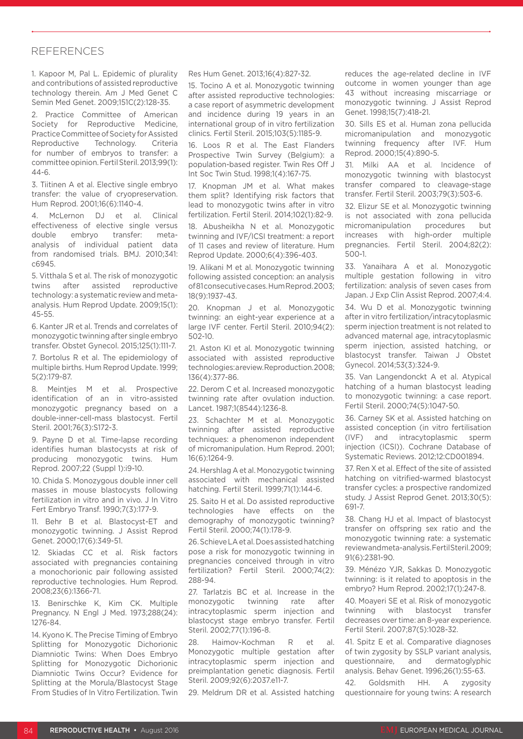## REFERENCES

1. Kapoor M, Pal L. Epidemic of plurality and contributions of assisted reproductive technology therein. Am J Med Genet C Semin Med Genet. 2009;151C(2):128-35.

2. Practice Committee of American Society for Reproductive Medicine, Practice Committee of Society for Assisted Reproductive Technology. Criteria for number of embryos to transfer: a committee opinion. Fertil Steril. 2013;99(1):44-6.

3. Tiitinen A et al. Elective single embryo transfer: the value of cryopreservation. Hum Reprod. 2001;16(6):1140-4.

4. McLernon DJ et al. Clinical effectiveness of elective single versus double embryo transfer: meta-analysis of individual patient data from randomised trials. BMJ. 2010;341:c6945.

5. Vitthala S et al. The risk of monozygotic twins after assisted reproductive technology: a systematic review and meta-analysis. Hum Reprod Update. 2009;15(1):45-55.

6. Kanter JR et al. Trends and correlates of monozygotic twinning after single embryo transfer. Obstet Gynecol. 2015;125(1):111-7.

7. Bortolus R et al. The epidemiology of multiple births. Hum Reprod Update. 1999;5(2):179-87.

8. Meintjes M et al. Prospective identification of an in vitro-assisted monozygotic pregnancy based on a double-inner-cell-mass blastocyst. Fertil Steril. 2001;76(3):S172-3.

9. Payne D et al. Time-lapse recording identifies human blastocysts at risk of producing monozygotic twins. Hum Reprod. 2007;22 (Suppl 1):i9-10.

10. Chida S. Monozygous double inner cell masses in mouse blastocysts following fertilization in vitro and in vivo. J In Vitro Fert Embryo Transf. 1990;7(3):177-9.

11. Behr B et al. Blastocyst-ET and monozygotic twinning. J Assist Reprod Genet. 2000;17(6):349-51.

12. Skiadas CC et al. Risk factors associated with pregnancies containing a monochorionic pair following assisted reproductive technologies. Hum Reprod. 2008;23(6):1366-71.

13. Benirschke K, Kim CK. Multiple Pregnancy. N Engl J Med. 1973;288(24):1276-84.

14. Kyono K. The Precise Timing of Embryo Splitting for Monozygotic Dichorionic Diamniotic Twins: When Does Embryo Splitting for Monozygotic Dichorionic Diamniotic Twins Occur? Evidence for Splitting at the Morula/Blastocyst Stage From Studies of In Vitro Fertilization. Twin Res Hum Genet. 2013;16(4):827-32.

15. Tocino A et al. Monozygotic twinning after assisted reproductive technologies: a case report of asymmetric development and incidence during 19 years in an international group of in vitro fertilization clinics. Fertil Steril. 2015;103(5):1185-9.

16. Loos R et al. The East Flanders Prospective Twin Survey (Belgium): a population-based register. Twin Res Off J Int Soc Twin Stud. 1998;1(4):167-75.

17. Knopman JM et al. What makes them split? Identifying risk factors that lead to monozygotic twins after in vitro fertilization. Fertil Steril. 2014;102(1):82-9.

18. Abusheikha N et al. Monozygotic twinning and IVF/ICSI treatment: a report of 11 cases and review of literature. Hum Reprod Update. 2000;6(4):396-403.

19. Alikani M et al. Monozygotic twinning following assisted conception: an analysis of 81 consecutive cases. Hum Reprod. 2003;18(9):1937-43.

20. Knopman J et al. Monozygotic twinning: an eight-year experience at a large IVF center. Fertil Steril. 2010;94(2):502-10.

21. Aston KI et al. Monozygotic twinning associated with assisted reproductive technologies: a review. Reproduction. 2008;136(4):377-86.

22. Derom C et al. Increased monozygotic twinning rate after ovulation induction. Lancet. 1987;1(8544):1236-8.

23. Schachter M et al. Monozygotic twinning after assisted reproductive techniques: a phenomenon independent of micromanipulation. Hum Reprod. 2001;16(6):1264-9.

24. Hershlag A et al. Monozygotic twinning associated with mechanical assisted hatching. Fertil Steril. 1999;71(1):144-6.

25. Saito H et al. Do assisted reproductive technologies have effects on the demography of monozygotic twinning? Fertil Steril. 2000;74(1):178-9.

26. Schieve LA et al. Does assisted hatching pose a risk for monozygotic twinning in pregnancies conceived through in vitro fertilization? Fertil Steril. 2000;74(2):288-94.

27. Tarlatzis BC et al. Increase in the monozygotic twinning rate after intracytoplasmic sperm injection and blastocyst stage embryo transfer. Fertil Steril. 2002;77(1):196-8.

28. Haimov-Kochman R et al. Monozygotic multiple gestation after intracytoplasmic sperm injection and preimplantation genetic diagnosis. Fertil Steril. 2009;92(6):2037.e11-7.

29. Meldrum DR et al. Assisted hatching reduces the age-related decline in IVF outcome in women younger than age 43 without increasing miscarriage or monozygotic twinning. J Assist Reprod Genet. 1998;15(7):418-21.

30. Sills ES et al. Human zona pellucida micromanipulation and monozygotic twinning frequency after IVF. Hum Reprod. 2000;15(4):890-5.

31. Milki AA et al. Incidence of monozygotic twinning with blastocyst transfer compared to cleavage-stage transfer. Fertil Steril. 2003;79(3):503-6.

32. Elizur SE et al. Monozygotic twinning is not associated with zona pellucida micromanipulation procedures but increases with high-order multiple pregnancies. Fertil Steril. 2004;82(2):500-1.

33. Yanaihara A et al. Monozygotic multiple gestation following in vitro fertilization: analysis of seven cases from Japan. J Exp Clin Assist Reprod. 2007;4:4.

34. Wu D et al. Monozygotic twinning after in vitro fertilization/intracytoplasmic sperm injection treatment is not related to advanced maternal age, intracytoplasmic sperm injection, assisted hatching, or blastocyst transfer. Taiwan J Obstet Gynecol. 2014;53(3):324-9.

35. Van Langendonckt A et al. Atypical hatching of a human blastocyst leading to monozygotic twinning: a case report. Fertil Steril. 2000;74(5):1047-50.

36. Carney SK et al. Assisted hatching on assisted conception (in vitro fertilisation (IVF) and intracytoplasmic sperm injection (ICSI)). Cochrane Database of Systematic Reviews. 2012;12:CD001894.

37. Ren X et al. Effect of the site of assisted hatching on vitrified-warmed blastocyst transfer cycles: a prospective randomized study. J Assist Reprod Genet. 2013;30(5):691-7.

38. Chang HJ et al. Impact of blastocyst transfer on offspring sex ratio and the monozygotic twinning rate: a systematic review and meta-analysis. Fertil Steril. 2009;91(6):2381-90.

39. Ménézo YJR, Sakkas D. Monozygotic twinning: is it related to apoptosis in the embryo? Hum Reprod. 2002;17(1):247-8.

40. Moayeri SE et al. Risk of monozygotic twinning with blastocyst transfer decreases over time: an 8-year experience. Fertil Steril. 2007;87(5):1028-32.

41. Spitz E et al. Comparative diagnoses of twin zygosity by SSLP variant analysis, questionnaire, and dermatoglyphic analysis. Behav Genet. 1996;26(1):55-63.

42. Goldsmith HH. A zygosity questionnaire for young twins: A research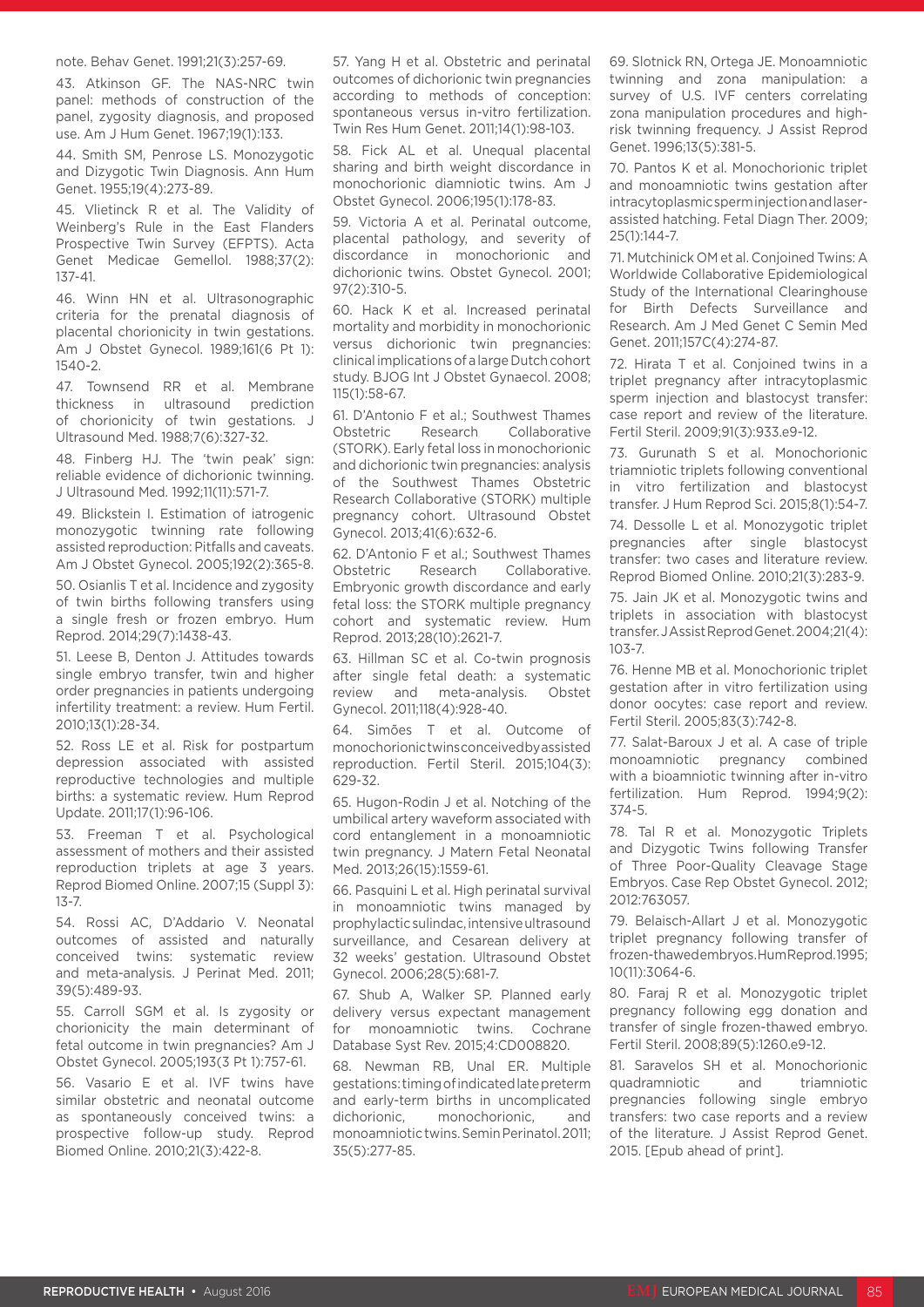note. Behav Genet. 1991;21(3):257-69.

43. Atkinson GF. The NAS-NRC twin panel: methods of construction of the panel, zygosity diagnosis, and proposed use. Am J Hum Genet. 1967;19(1):133.

44. Smith SM, Penrose LS. Monozygotic and Dizygotic Twin Diagnosis. Ann Hum Genet. 1955;19(4):273-89.

45. Vlietinck R et al. The Validity of Weinberg's Rule in the East Flanders Prospective Twin Survey (EFPTS). Acta Genet Medicae Gemellol. 1988;37(2): 137-41.

46. Winn HN et al. Ultrasonographic criteria for the prenatal diagnosis of placental chorionicity in twin gestations. Am J Obstet Gynecol. 1989;161(6 Pt 1): 1540-2.

47. Townsend RR et al. Membrane thickness in ultrasound prediction of chorionicity of twin gestations. J Ultrasound Med. 1988;7(6):327-32.

48. Finberg HJ. The 'twin peak' sign: reliable evidence of dichorionic twinning. J Ultrasound Med. 1992;11(11):571-7.

49. Blickstein I. Estimation of iatrogenic monozygotic twinning rate following assisted reproduction: Pitfalls and caveats. Am J Obstet Gynecol. 2005;192(2):365-8.

50. Osianlis T et al. Incidence and zygosity of twin births following transfers using a single fresh or frozen embryo. Hum Reprod. 2014;29(7):1438-43.

51. Leese B, Denton J. Attitudes towards single embryo transfer, twin and higher order pregnancies in patients undergoing infertility treatment: a review. Hum Fertil. 2010;13(1):28-34.

52. Ross LE et al. Risk for postpartum depression associated with assisted reproductive technologies and multiple births: a systematic review. Hum Reprod Update. 2011;17(1):96-106.

53. Freeman T et al. Psychological assessment of mothers and their assisted reproduction triplets at age 3 years. Reprod Biomed Online. 2007;15 (Suppl 3): 13-7.

54. Rossi AC, D'Addario V. Neonatal outcomes of assisted and naturally conceived twins: systematic review and meta-analysis. J Perinat Med. 2011; 39(5):489-93.

55. Carroll SGM et al. Is zygosity or chorionicity the main determinant of fetal outcome in twin pregnancies? Am J Obstet Gynecol. 2005;193(3 Pt 1):757-61.

56. Vasario E et al. IVF twins have similar obstetric and neonatal outcome as spontaneously conceived twins: a prospective follow-up study. Reprod Biomed Online. 2010;21(3):422-8.

57. Yang H et al. Obstetric and perinatal outcomes of dichorionic twin pregnancies according to methods of conception: spontaneous versus in-vitro fertilization. Twin Res Hum Genet. 2011;14(1):98-103.

58. Fick AL et al. Unequal placental sharing and birth weight discordance in monochorionic diamniotic twins. Am J Obstet Gynecol. 2006;195(1):178-83.

59. Victoria A et al. Perinatal outcome, placental pathology, and severity of discordance in monochorionic and dichorionic twins. Obstet Gynecol. 2001; 97(2):310-5.

60. Hack K et al. Increased perinatal mortality and morbidity in monochorionic versus dichorionic twin pregnancies: clinical implications of a large Dutch cohort study. BJOG Int J Obstet Gynaecol. 2008; 115(1):58-67.

61. D'Antonio F et al.; Southwest Thames Obstetric Research Collaborative (STORK). Early fetal loss in monochorionic and dichorionic twin pregnancies: analysis of the Southwest Thames Obstetric Research Collaborative (STORK) multiple pregnancy cohort. Ultrasound Obstet Gynecol. 2013;41(6):632-6.

62. D'Antonio F et al.; Southwest Thames Obstetric Research Collaborative. Embryonic growth discordance and early fetal loss: the STORK multiple pregnancy cohort and systematic review. Hum Reprod. 2013;28(10):2621-7.

63. Hillman SC et al. Co-twin prognosis after single fetal death: a systematic review and meta-analysis. Obstet Gynecol. 2011;118(4):928-40.

64. Simões T et al. Outcome of monochorionic twins conceived by assisted reproduction. Fertil Steril. 2015;104(3): 629-32.

65. Hugon-Rodin J et al. Notching of the umbilical artery waveform associated with cord entanglement in a monoamniotic twin pregnancy. J Matern Fetal Neonatal Med. 2013;26(15):1559-61.

66. Pasquini L et al. High perinatal survival in monoamniotic twins managed by prophylactic sulindac, intensive ultrasound surveillance, and Cesarean delivery at 32 weeks' gestation. Ultrasound Obstet Gynecol. 2006;28(5):681-7.

67. Shub A, Walker SP. Planned early delivery versus expectant management for monoamniotic twins. Cochrane Database Syst Rev. 2015;4:CD008820.

68. Newman RB, Unal ER. Multiple gestations: timing of indicated late preterm and early-term births in uncomplicated dichorionic, monochorionic, and monoamniotic twins. Semin Perinatol. 2011; 35(5):277-85.

69. Slotnick RN, Ortega JE. Monoamniotic twinning and zona manipulation: a survey of U.S. IVF centers correlating zona manipulation procedures and high-risk twinning frequency. J Assist Reprod Genet. 1996;13(5):381-5.

70. Pantos K et al. Monochorionic triplet and monoamniotic twins gestation after intracytoplasmic sperm injection and laser-assisted hatching. Fetal Diagn Ther. 2009; 25(1):144-7.

71. Mutchinick OM et al. Conjoined Twins: A Worldwide Collaborative Epidemiological Study of the International Clearinghouse for Birth Defects Surveillance and Research. Am J Med Genet C Semin Med Genet. 2011;157C(4):274-87.

72. Hirata T et al. Conjoined twins in a triplet pregnancy after intracytoplasmic sperm injection and blastocyst transfer: case report and review of the literature. Fertil Steril. 2009;91(3):933.e9-12.

73. Gurunath S et al. Monochorionic triamniotic triplets following conventional in vitro fertilization and blastocyst transfer. J Hum Reprod Sci. 2015;8(1):54-7.

74. Dessolle L et al. Monozygotic triplet pregnancies after single blastocyst transfer: two cases and literature review. Reprod Biomed Online. 2010;21(3):283-9.

75. Jain JK et al. Monozygotic twins and triplets in association with blastocyst transfer. J Assist Reprod Genet. 2004;21(4): 103-7.

76. Henne MB et al. Monochorionic triplet gestation after in vitro fertilization using donor oocytes: case report and review. Fertil Steril. 2005;83(3):742-8.

77. Salat-Baroux J et al. A case of triple monoamniotic pregnancy combined with a bioamniotic twinning after in-vitro fertilization. Hum Reprod. 1994;9(2): 374-5.

78. Tal R et al. Monozygotic Triplets and Dizygotic Twins following Transfer of Three Poor-Quality Cleavage Stage Embryos. Case Rep Obstet Gynecol. 2012; 2012:763057.

79. Belaisch-Allart J et al. Monozygotic triplet pregnancy following transfer of frozen-thawed embryos. Hum Reprod. 1995; 10(11):3064-6.

80. Faraj R et al. Monozygotic triplet pregnancy following egg donation and transfer of single frozen-thawed embryo. Fertil Steril. 2008;89(5):1260.e9-12.

81. Saravelos SH et al. Monochorionic quadramniotic and triamniotic pregnancies following single embryo transfers: two case reports and a review of the literature. J Assist Reprod Genet. 2015. [Epub ahead of print].